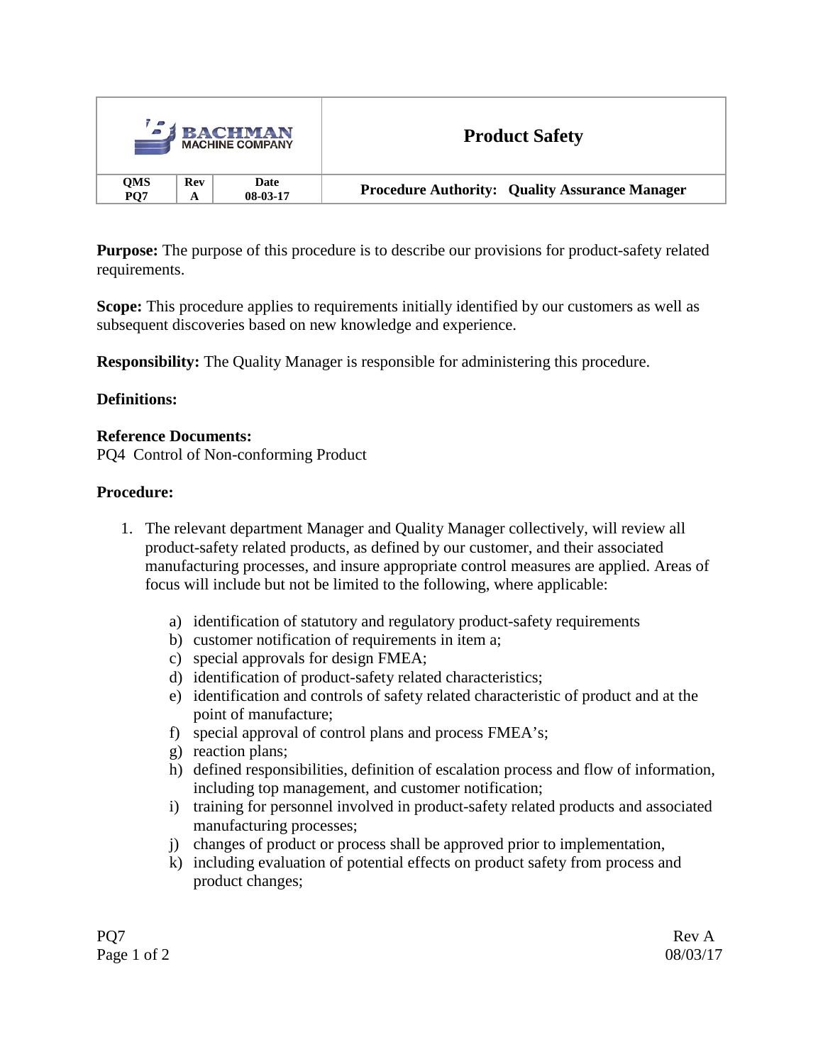| BACHMAN MACHINE COMPANY | | | Product Safety |
|---|---|---|---|
| **QMS PQ7** | **Rev A** | **Date 08-03-17** | **Procedure Authority: Quality Assurance Manager** |

**Purpose:** The purpose of this procedure is to describe our provisions for product-safety related requirements.

**Scope:** This procedure applies to requirements initially identified by our customers as well as subsequent discoveries based on new knowledge and experience.

**Responsibility:** The Quality Manager is responsible for administering this procedure.

**Definitions:**

**Reference Documents:**
PQ4 Control of Non-conforming Product

**Procedure:**

1. The relevant department Manager and Quality Manager collectively, will review all product-safety related products, as defined by our customer, and their associated manufacturing processes, and insure appropriate control measures are applied. Areas of focus will include but not be limited to the following, where applicable:

   a) identification of statutory and regulatory product-safety requirements
   b) customer notification of requirements in item a;
   c) special approvals for design FMEA;
   d) identification of product-safety related characteristics;
   e) identification and controls of safety related characteristic of product and at the point of manufacture;
   f) special approval of control plans and process FMEA's;
   g) reaction plans;
   h) defined responsibilities, definition of escalation process and flow of information, including top management, and customer notification;
   i) training for personnel involved in product-safety related products and associated manufacturing processes;
   j) changes of product or process shall be approved prior to implementation,
   k) including evaluation of potential effects on product safety from process and product changes;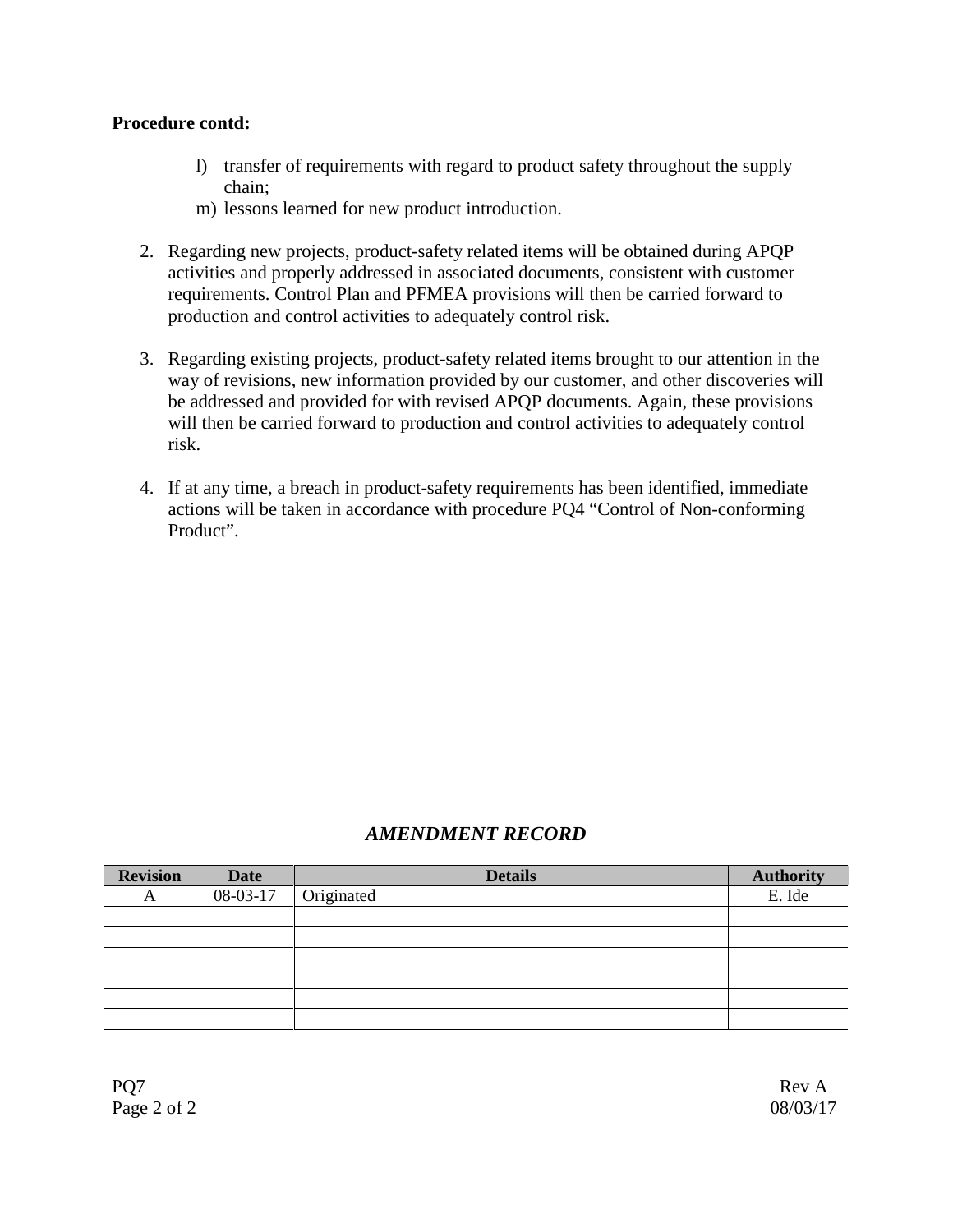**Procedure contd:**

- l) transfer of requirements with regard to product safety throughout the supply chain;
- m) lessons learned for new product introduction.

2. Regarding new projects, product-safety related items will be obtained during APQP activities and properly addressed in associated documents, consistent with customer requirements. Control Plan and PFMEA provisions will then be carried forward to production and control activities to adequately control risk.

3. Regarding existing projects, product-safety related items brought to our attention in the way of revisions, new information provided by our customer, and other discoveries will be addressed and provided for with revised APQP documents. Again, these provisions will then be carried forward to production and control activities to adequately control risk.

4. If at any time, a breach in product-safety requirements has been identified, immediate actions will be taken in accordance with procedure PQ4 "Control of Non-conforming Product".

### *AMENDMENT RECORD*

| Revision | Date | Details | Authority |
|---|---|---|---|
| A | 08-03-17 | Originated | E. Ide |
| | | | |
| | | | |
| | | | |
| | | | |
| | | | |
| | | | |

PQ7 Rev A 08/03/17